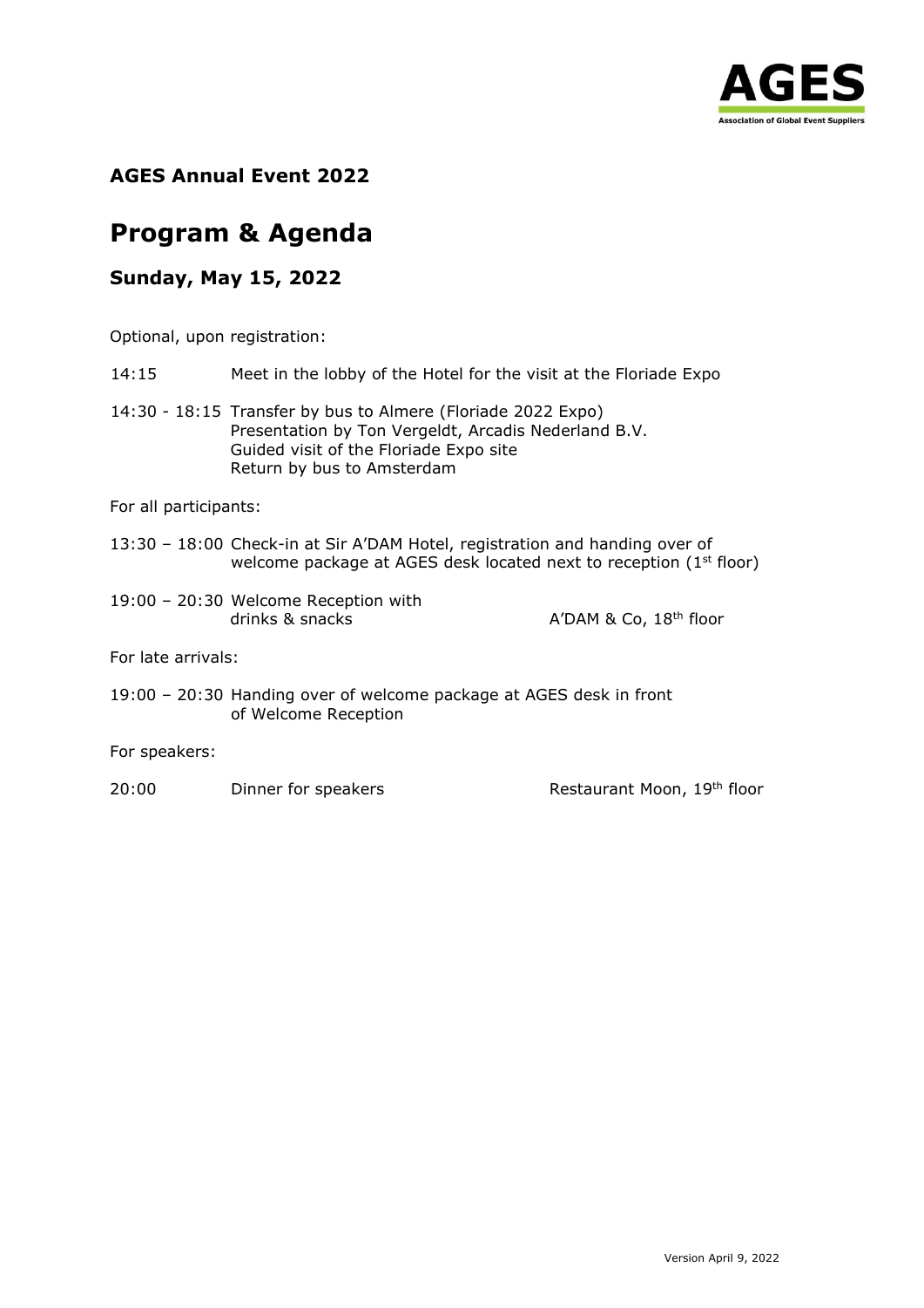AGES
Association of Global Event Suppliers

## AGES Annual Event 2022

# Program & Agenda

### Sunday, May 15, 2022

Optional, upon registration:

14:15 Meet in the lobby of the Hotel for the visit at the Floriade Expo

14:30 - 18:15 Transfer by bus to Almere (Floriade 2022 Expo)
Presentation by Ton Vergeldt, Arcadis Nederland B.V.
Guided visit of the Floriade Expo site
Return by bus to Amsterdam

For all participants:

13:30 – 18:00 Check-in at Sir A'DAM Hotel, registration and handing over of welcome package at AGES desk located next to reception (1st floor)

19:00 – 20:30 Welcome Reception with drinks & snacks — A'DAM & Co, 18th floor

For late arrivals:

19:00 – 20:30 Handing over of welcome package at AGES desk in front of Welcome Reception

For speakers:

20:00 Dinner for speakers — Restaurant Moon, 19th floor

Version April 9, 2022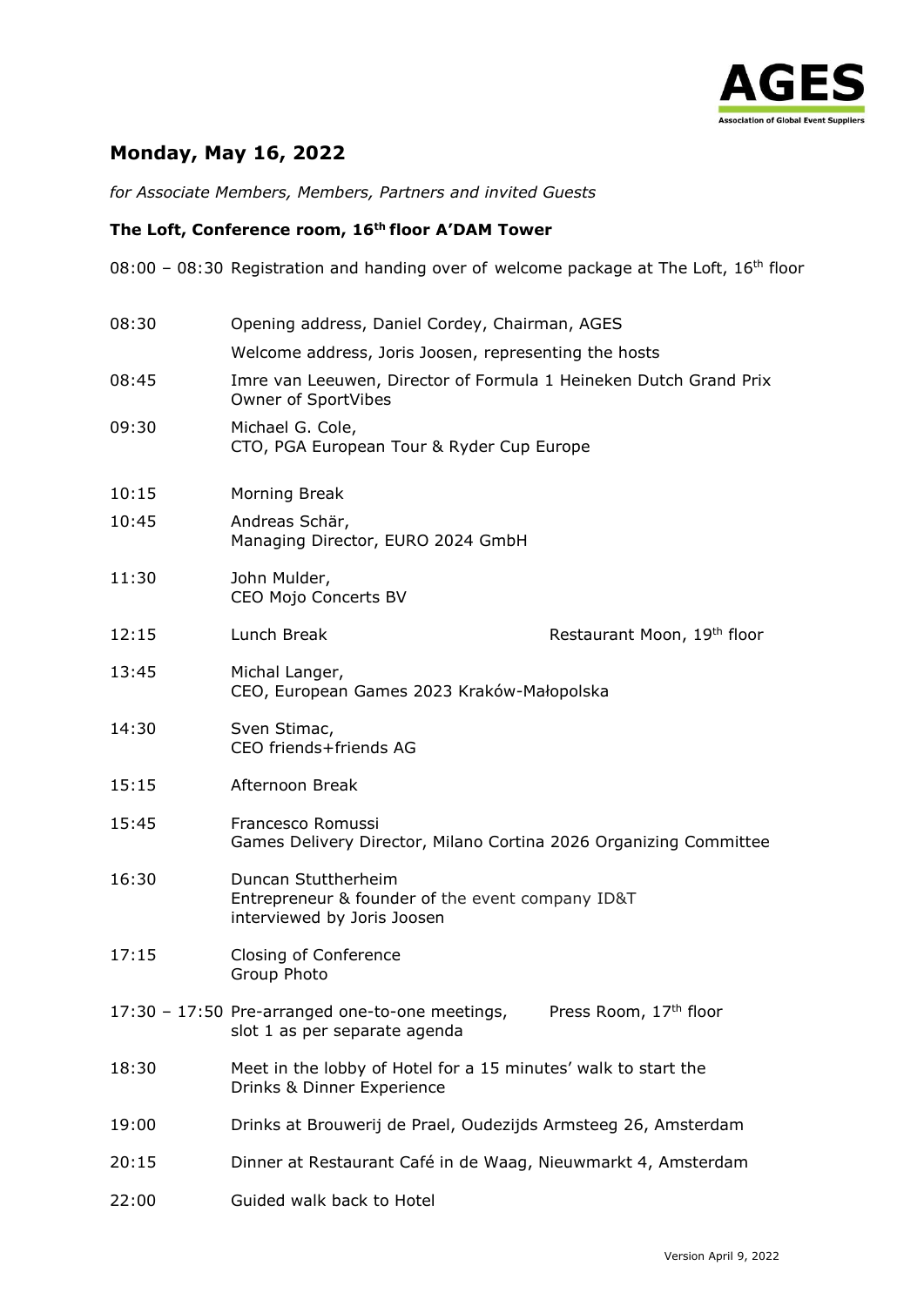## Monday, May 16, 2022

*for Associate Members, Members, Partners and invited Guests*

**The Loft, Conference room, 16th floor A'DAM Tower**

| | | |
|---|---|---|
| 08:00 – 08:30 | Registration and handing over of welcome package at The Loft, 16th floor | |
| 08:30 | Opening address, Daniel Cordey, Chairman, AGES<br>Welcome address, Joris Joosen, representing the hosts | |
| 08:45 | Imre van Leeuwen, Director of Formula 1 Heineken Dutch Grand Prix<br>Owner of SportVibes | |
| 09:30 | Michael G. Cole,<br>CTO, PGA European Tour & Ryder Cup Europe | |
| 10:15 | Morning Break | |
| 10:45 | Andreas Schär,<br>Managing Director, EURO 2024 GmbH | |
| 11:30 | John Mulder,<br>CEO Mojo Concerts BV | |
| 12:15 | Lunch Break | Restaurant Moon, 19th floor |
| 13:45 | Michal Langer,<br>CEO, European Games 2023 Kraków-Małopolska | |
| 14:30 | Sven Stimac,<br>CEO friends+friends AG | |
| 15:15 | Afternoon Break | |
| 15:45 | Francesco Romussi<br>Games Delivery Director, Milano Cortina 2026 Organizing Committee | |
| 16:30 | Duncan Stuttherheim<br>Entrepreneur & founder of the event company ID&T<br>interviewed by Joris Joosen | |
| 17:15 | Closing of Conference<br>Group Photo | |
| 17:30 – 17:50 | Pre-arranged one-to-one meetings,<br>slot 1 as per separate agenda | Press Room, 17th floor |
| 18:30 | Meet in the lobby of Hotel for a 15 minutes' walk to start the<br>Drinks & Dinner Experience | |
| 19:00 | Drinks at Brouwerij de Prael, Oudezijds Armsteeg 26, Amsterdam | |
| 20:15 | Dinner at Restaurant Café in de Waag, Nieuwmarkt 4, Amsterdam | |
| 22:00 | Guided walk back to Hotel | |

Version April 9, 2022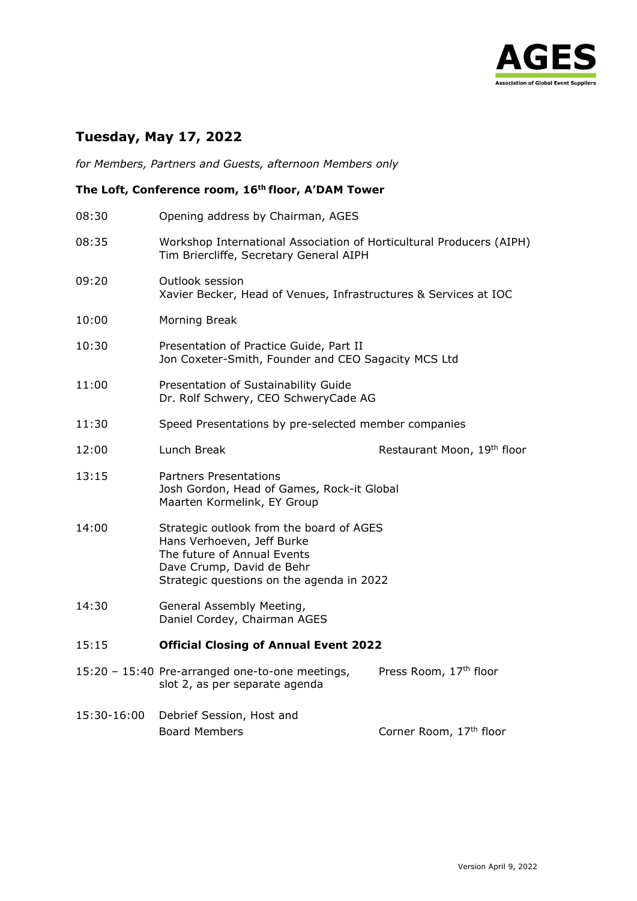AGES
Association of Global Event Suppliers

## Tuesday, May 17, 2022

*for Members, Partners and Guests, afternoon Members only*

**The Loft, Conference room, 16th floor, A'DAM Tower**

| | | |
|---|---|---|
| 08:30 | Opening address by Chairman, AGES | |
| 08:35 | Workshop International Association of Horticultural Producers (AIPH)<br>Tim Briercliffe, Secretary General AIPH | |
| 09:20 | Outlook session<br>Xavier Becker, Head of Venues, Infrastructures & Services at IOC | |
| 10:00 | Morning Break | |
| 10:30 | Presentation of Practice Guide, Part II<br>Jon Coxeter-Smith, Founder and CEO Sagacity MCS Ltd | |
| 11:00 | Presentation of Sustainability Guide<br>Dr. Rolf Schwery, CEO SchweryCade AG | |
| 11:30 | Speed Presentations by pre-selected member companies | |
| 12:00 | Lunch Break | Restaurant Moon, 19th floor |
| 13:15 | Partners Presentations<br>Josh Gordon, Head of Games, Rock-it Global<br>Maarten Kormelink, EY Group | |
| 14:00 | Strategic outlook from the board of AGES<br>Hans Verhoeven, Jeff Burke<br>The future of Annual Events<br>Dave Crump, David de Behr<br>Strategic questions on the agenda in 2022 | |
| 14:30 | General Assembly Meeting,<br>Daniel Cordey, Chairman AGES | |
| **15:15** | **Official Closing of Annual Event 2022** | |
| 15:20 – 15:40 | Pre-arranged one-to-one meetings, slot 2, as per separate agenda | Press Room, 17th floor |
| 15:30-16:00 | Debrief Session, Host and Board Members | Corner Room, 17th floor |

Version April 9, 2022